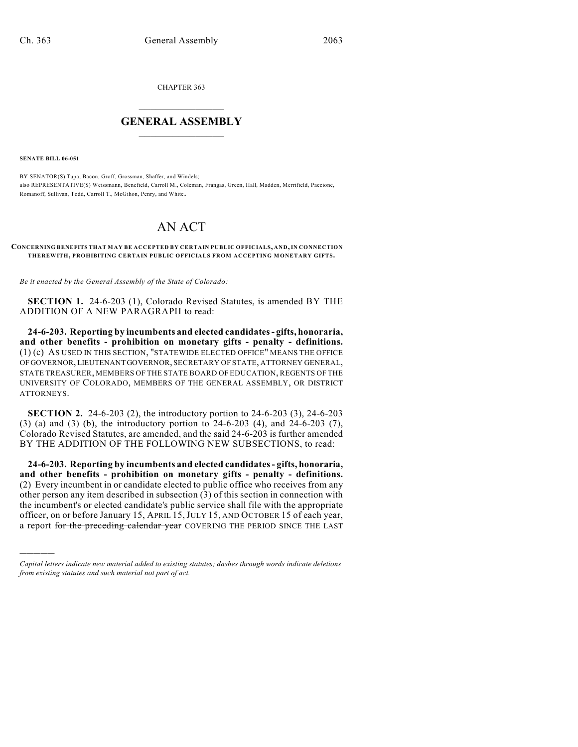CHAPTER 363

# GENERAL ASSEMBLY

**SENATE BILL 06-051**

BY SENATOR(S) Tupa, Bacon, Groff, Grossman, Shaffer, and Windels;
also REPRESENTATIVE(S) Weissmann, Benefield, Carroll M., Coleman, Frangas, Green, Hall, Madden, Merrifield, Paccione, Romanoff, Sullivan, Todd, Carroll T., McGihon, Penry, and White.

# AN ACT

**CONCERNING BENEFITS THAT MAY BE ACCEPTED BY CERTAIN PUBLIC OFFICIALS, AND, IN CONNECTION THEREWITH, PROHIBITING CERTAIN PUBLIC OFFICIALS FROM ACCEPTING MONETARY GIFTS.**

*Be it enacted by the General Assembly of the State of Colorado:*

**SECTION 1.** 24-6-203 (1), Colorado Revised Statutes, is amended BY THE ADDITION OF A NEW PARAGRAPH to read:

**24-6-203. Reporting by incumbents and elected candidates - gifts, honoraria, and other benefits - prohibition on monetary gifts - penalty - definitions.** (1) (c) AS USED IN THIS SECTION, "STATEWIDE ELECTED OFFICE" MEANS THE OFFICE OF GOVERNOR, LIEUTENANT GOVERNOR, SECRETARY OF STATE, ATTORNEY GENERAL, STATE TREASURER, MEMBERS OF THE STATE BOARD OF EDUCATION, REGENTS OF THE UNIVERSITY OF COLORADO, MEMBERS OF THE GENERAL ASSEMBLY, OR DISTRICT ATTORNEYS.

**SECTION 2.** 24-6-203 (2), the introductory portion to 24-6-203 (3), 24-6-203 (3) (a) and (3) (b), the introductory portion to 24-6-203 (4), and 24-6-203 (7), Colorado Revised Statutes, are amended, and the said 24-6-203 is further amended BY THE ADDITION OF THE FOLLOWING NEW SUBSECTIONS, to read:

**24-6-203. Reporting by incumbents and elected candidates - gifts, honoraria, and other benefits - prohibition on monetary gifts - penalty - definitions.** (2) Every incumbent in or candidate elected to public office who receives from any other person any item described in subsection (3) of this section in connection with the incumbent's or elected candidate's public service shall file with the appropriate officer, on or before January 15, APRIL 15, JULY 15, AND OCTOBER 15 of each year, a report ~~for the preceding calendar year~~ COVERING THE PERIOD SINCE THE LAST

---

*Capital letters indicate new material added to existing statutes; dashes through words indicate deletions from existing statutes and such material not part of act.*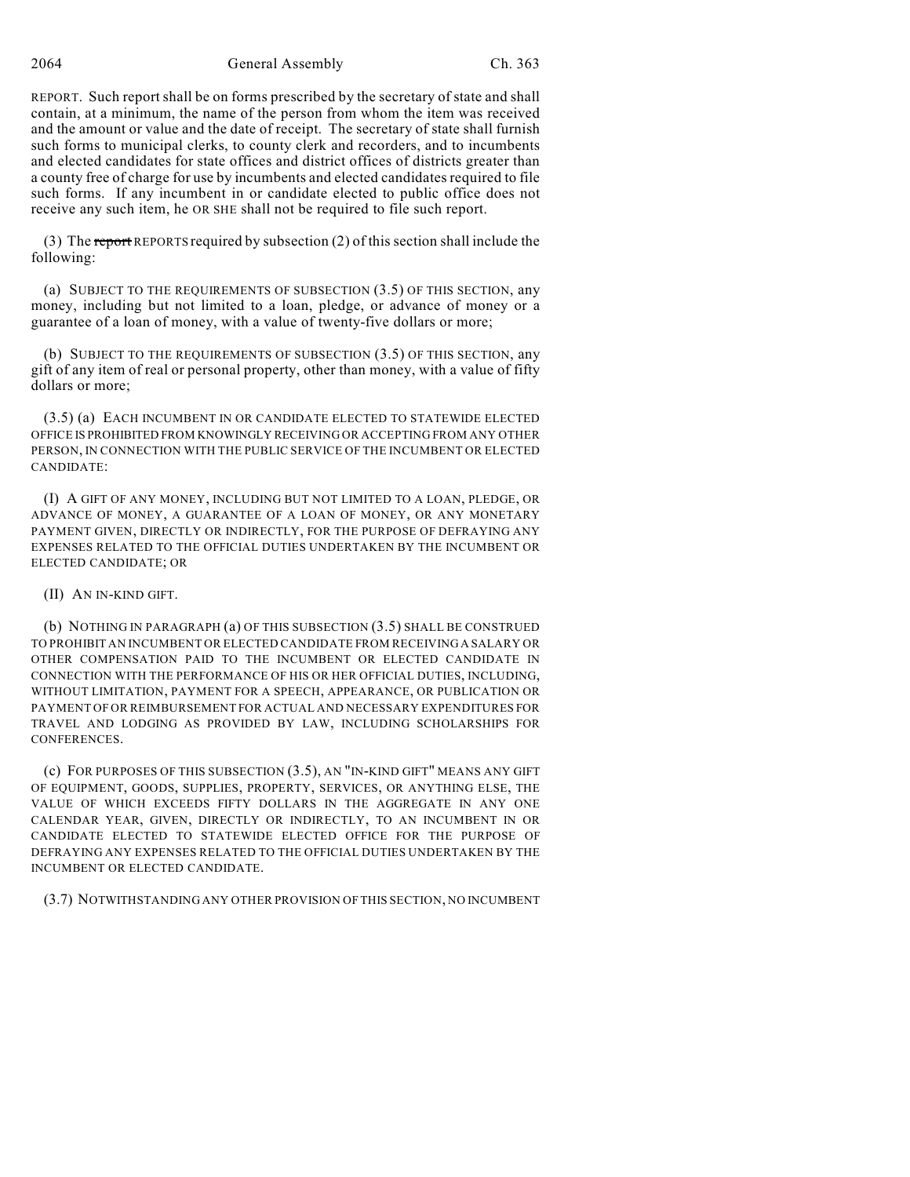REPORT. Such report shall be on forms prescribed by the secretary of state and shall contain, at a minimum, the name of the person from whom the item was received and the amount or value and the date of receipt. The secretary of state shall furnish such forms to municipal clerks, to county clerk and recorders, and to incumbents and elected candidates for state offices and district offices of districts greater than a county free of charge for use by incumbents and elected candidates required to file such forms. If any incumbent in or candidate elected to public office does not receive any such item, he OR SHE shall not be required to file such report.

(3) The ~~report~~ REPORTS required by subsection (2) of this section shall include the following:

(a) SUBJECT TO THE REQUIREMENTS OF SUBSECTION (3.5) OF THIS SECTION, any money, including but not limited to a loan, pledge, or advance of money or a guarantee of a loan of money, with a value of twenty-five dollars or more;

(b) SUBJECT TO THE REQUIREMENTS OF SUBSECTION (3.5) OF THIS SECTION, any gift of any item of real or personal property, other than money, with a value of fifty dollars or more;

(3.5) (a) EACH INCUMBENT IN OR CANDIDATE ELECTED TO STATEWIDE ELECTED OFFICE IS PROHIBITED FROM KNOWINGLY RECEIVING OR ACCEPTING FROM ANY OTHER PERSON, IN CONNECTION WITH THE PUBLIC SERVICE OF THE INCUMBENT OR ELECTED CANDIDATE:

(I) A GIFT OF ANY MONEY, INCLUDING BUT NOT LIMITED TO A LOAN, PLEDGE, OR ADVANCE OF MONEY, A GUARANTEE OF A LOAN OF MONEY, OR ANY MONETARY PAYMENT GIVEN, DIRECTLY OR INDIRECTLY, FOR THE PURPOSE OF DEFRAYING ANY EXPENSES RELATED TO THE OFFICIAL DUTIES UNDERTAKEN BY THE INCUMBENT OR ELECTED CANDIDATE; OR

(II) AN IN-KIND GIFT.

(b) NOTHING IN PARAGRAPH (a) OF THIS SUBSECTION (3.5) SHALL BE CONSTRUED TO PROHIBIT AN INCUMBENT OR ELECTED CANDIDATE FROM RECEIVING A SALARY OR OTHER COMPENSATION PAID TO THE INCUMBENT OR ELECTED CANDIDATE IN CONNECTION WITH THE PERFORMANCE OF HIS OR HER OFFICIAL DUTIES, INCLUDING, WITHOUT LIMITATION, PAYMENT FOR A SPEECH, APPEARANCE, OR PUBLICATION OR PAYMENT OF OR REIMBURSEMENT FOR ACTUAL AND NECESSARY EXPENDITURES FOR TRAVEL AND LODGING AS PROVIDED BY LAW, INCLUDING SCHOLARSHIPS FOR CONFERENCES.

(c) FOR PURPOSES OF THIS SUBSECTION (3.5), AN "IN-KIND GIFT" MEANS ANY GIFT OF EQUIPMENT, GOODS, SUPPLIES, PROPERTY, SERVICES, OR ANYTHING ELSE, THE VALUE OF WHICH EXCEEDS FIFTY DOLLARS IN THE AGGREGATE IN ANY ONE CALENDAR YEAR, GIVEN, DIRECTLY OR INDIRECTLY, TO AN INCUMBENT IN OR CANDIDATE ELECTED TO STATEWIDE ELECTED OFFICE FOR THE PURPOSE OF DEFRAYING ANY EXPENSES RELATED TO THE OFFICIAL DUTIES UNDERTAKEN BY THE INCUMBENT OR ELECTED CANDIDATE.

(3.7) NOTWITHSTANDING ANY OTHER PROVISION OF THIS SECTION, NO INCUMBENT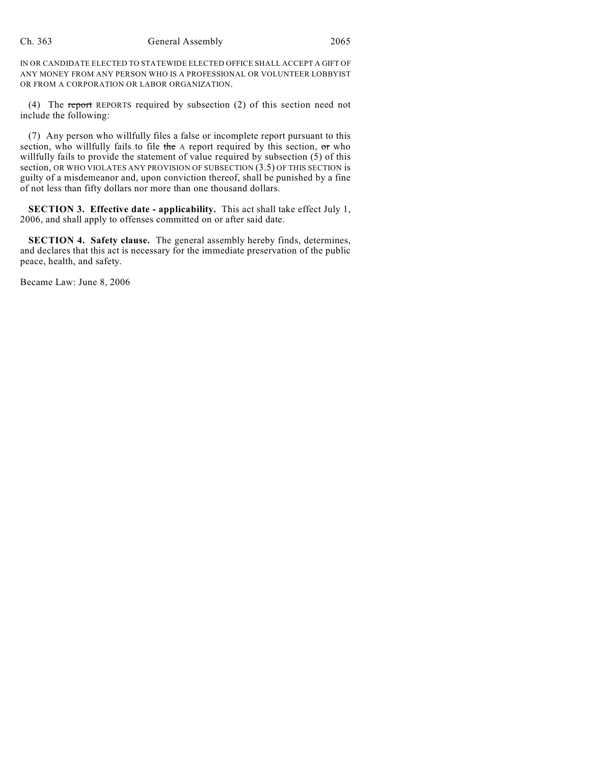IN OR CANDIDATE ELECTED TO STATEWIDE ELECTED OFFICE SHALL ACCEPT A GIFT OF ANY MONEY FROM ANY PERSON WHO IS A PROFESSIONAL OR VOLUNTEER LOBBYIST OR FROM A CORPORATION OR LABOR ORGANIZATION.

(4) The ~~report~~ REPORTS required by subsection (2) of this section need not include the following:

(7) Any person who willfully files a false or incomplete report pursuant to this section, who willfully fails to file ~~the~~ A report required by this section, ~~or~~ who willfully fails to provide the statement of value required by subsection (5) of this section, OR WHO VIOLATES ANY PROVISION OF SUBSECTION (3.5) OF THIS SECTION is guilty of a misdemeanor and, upon conviction thereof, shall be punished by a fine of not less than fifty dollars nor more than one thousand dollars.

**SECTION 3. Effective date - applicability.** This act shall take effect July 1, 2006, and shall apply to offenses committed on or after said date.

**SECTION 4. Safety clause.** The general assembly hereby finds, determines, and declares that this act is necessary for the immediate preservation of the public peace, health, and safety.

Became Law: June 8, 2006